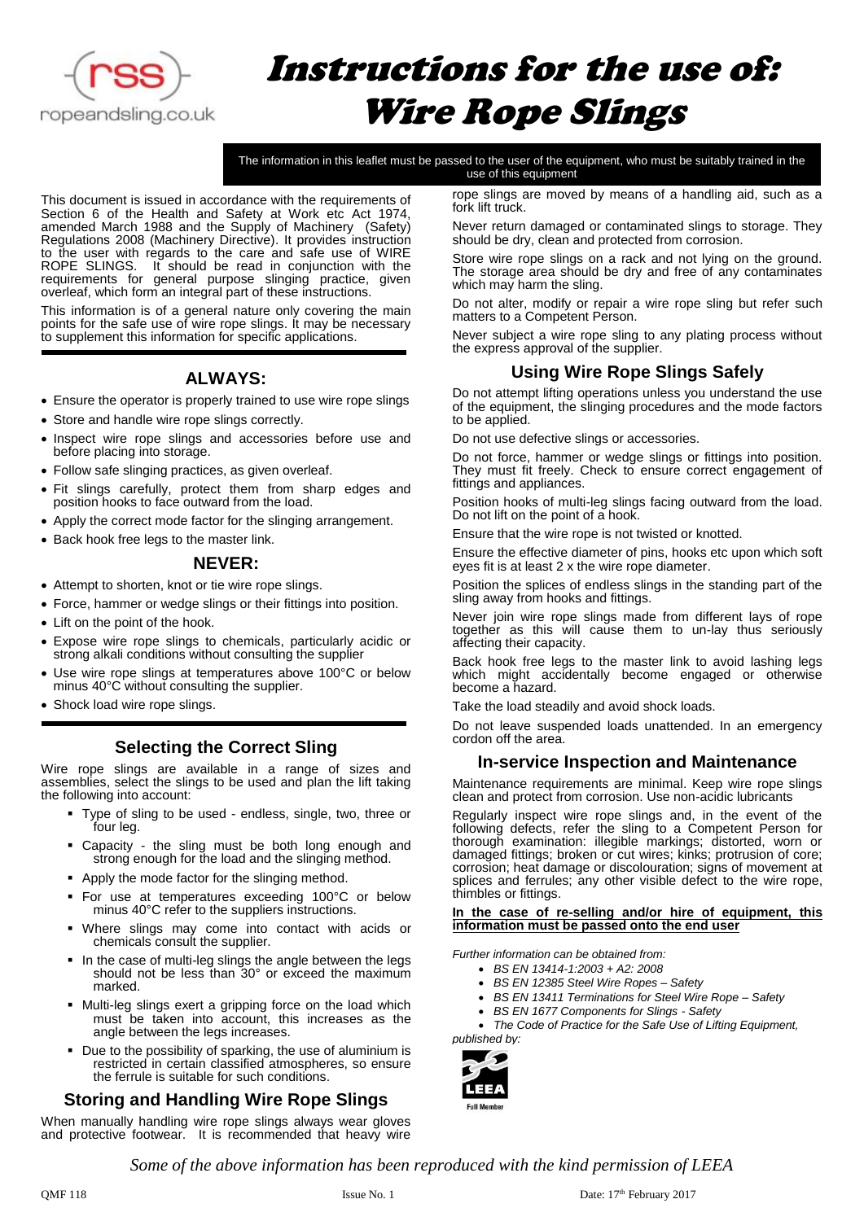# Instructions for the use of: Wire Rope Slings

**The information in this leaflet must be passed to the user of the equipment, who must be suitably trained in the use of this equipment**

This document is issued in accordance with the requirements of Section 6 of the Health and Safety at Work etc Act 1974, amended March 1988 and the Supply of Machinery (Safety) Regulations 2008 (Machinery Directive). It provides instruction to the user with regards to the care and safe use of WIRE ROPE SLINGS. It should be read in conjunction with the requirements for general purpose slinging practice, given overleaf, which form an integral part of these instructions.

This information is of a general nature only covering the main points for the safe use of wire rope slings. It may be necessary to supplement this information for specific applications.

## ALWAYS:

- Ensure the operator is properly trained to use wire rope slings
- Store and handle wire rope slings correctly.
- Inspect wire rope slings and accessories before use and before placing into storage.
- Follow safe slinging practices, as given overleaf.
- Fit slings carefully, protect them from sharp edges and position hooks to face outward from the load.
- Apply the correct mode factor for the slinging arrangement.
- Back hook free legs to the master link.

## NEVER:

- Attempt to shorten, knot or tie wire rope slings.
- Force, hammer or wedge slings or their fittings into position.
- Lift on the point of the hook.
- Expose wire rope slings to chemicals, particularly acidic or strong alkali conditions without consulting the supplier
- Use wire rope slings at temperatures above 100°C or below minus 40°C without consulting the supplier.
- Shock load wire rope slings.

## Selecting the Correct Sling

Wire rope slings are available in a range of sizes and assemblies, select the slings to be used and plan the lift taking the following into account:

- Type of sling to be used - endless, single, two, three or four leg.
- Capacity - the sling must be both long enough and strong enough for the load and the slinging method.
- Apply the mode factor for the slinging method.
- For use at temperatures exceeding 100°C or below minus 40°C refer to the suppliers instructions.
- Where slings may come into contact with acids or chemicals consult the supplier.
- In the case of multi-leg slings the angle between the legs should not be less than 30° or exceed the maximum marked.
- Multi-leg slings exert a gripping force on the load which must be taken into account, this increases as the angle between the legs increases.
- Due to the possibility of sparking, the use of aluminium is restricted in certain classified atmospheres, so ensure the ferrule is suitable for such conditions.

## Storing and Handling Wire Rope Slings

When manually handling wire rope slings always wear gloves and protective footwear. It is recommended that heavy wire rope slings are moved by means of a handling aid, such as a fork lift truck.

Never return damaged or contaminated slings to storage. They should be dry, clean and protected from corrosion.

Store wire rope slings on a rack and not lying on the ground. The storage area should be dry and free of any contaminates which may harm the sling.

Do not alter, modify or repair a wire rope sling but refer such matters to a Competent Person.

Never subject a wire rope sling to any plating process without the express approval of the supplier.

## Using Wire Rope Slings Safely

Do not attempt lifting operations unless you understand the use of the equipment, the slinging procedures and the mode factors to be applied.

Do not use defective slings or accessories.

Do not force, hammer or wedge slings or fittings into position. They must fit freely. Check to ensure correct engagement of fittings and appliances.

Position hooks of multi-leg slings facing outward from the load. Do not lift on the point of a hook.

Ensure that the wire rope is not twisted or knotted.

Ensure the effective diameter of pins, hooks etc upon which soft eyes fit is at least 2 x the wire rope diameter.

Position the splices of endless slings in the standing part of the sling away from hooks and fittings.

Never join wire rope slings made from different lays of rope together as this will cause them to un-lay thus seriously affecting their capacity.

Back hook free legs to the master link to avoid lashing legs which might accidentally become engaged or otherwise become a hazard.

Take the load steadily and avoid shock loads.

Do not leave suspended loads unattended. In an emergency cordon off the area.

## In-service Inspection and Maintenance

Maintenance requirements are minimal. Keep wire rope slings clean and protect from corrosion. Use non-acidic lubricants

Regularly inspect wire rope slings and, in the event of the following defects, refer the sling to a Competent Person for thorough examination: illegible markings; distorted, worn or damaged fittings; broken or cut wires; kinks; protrusion of core; corrosion; heat damage or discolouration; signs of movement at splices and ferrules; any other visible defect to the wire rope, thimbles or fittings.

**In the case of re-selling and/or hire of equipment, this information must be passed onto the end user**

*Further information can be obtained from:*

- *BS EN 13414-1:2003 + A2: 2008*
- *BS EN 12385 Steel Wire Ropes – Safety*
- *BS EN 13411 Terminations for Steel Wire Rope – Safety*
- *BS EN 1677 Components for Slings - Safety*
- *The Code of Practice for the Safe Use of Lifting Equipment, published by:*

LEAA Full Member

*Some of the above information has been reproduced with the kind permission of LEEA*

QMF 118 Issue No. 1 Date: 17th February 2017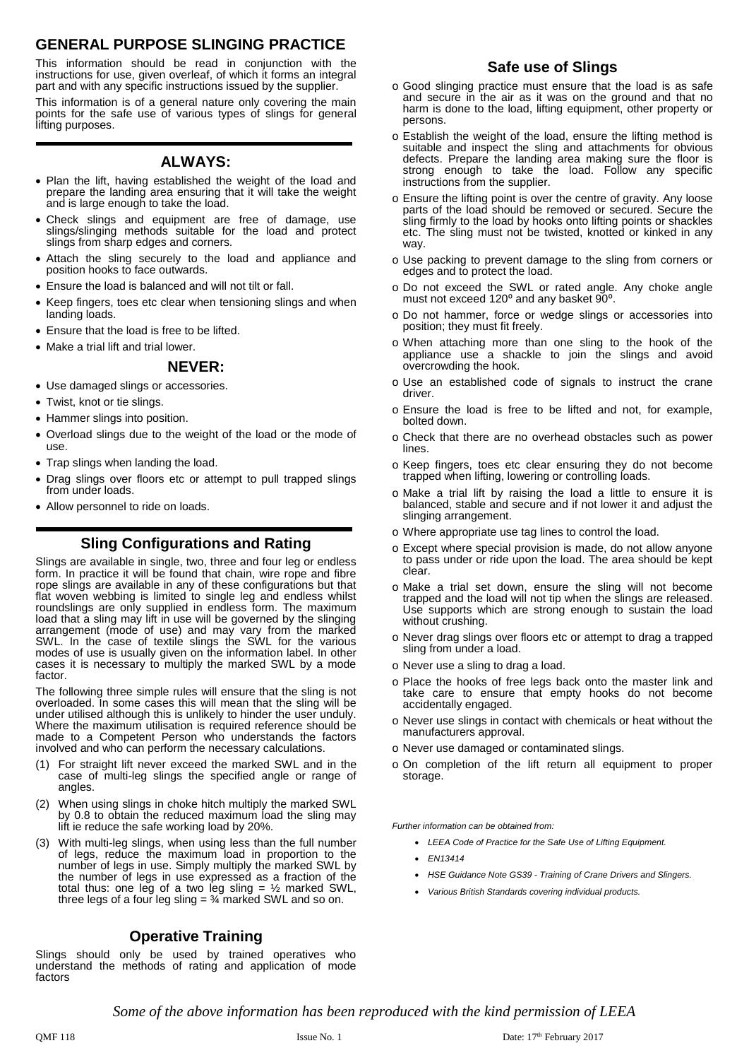# GENERAL PURPOSE SLINGING PRACTICE

This information should be read in conjunction with the instructions for use, given overleaf, of which it forms an integral part and with any specific instructions issued by the supplier.

This information is of a general nature only covering the main points for the safe use of various types of slings for general lifting purposes.

## ALWAYS:

- Plan the lift, having established the weight of the load and prepare the landing area ensuring that it will take the weight and is large enough to take the load.
- Check slings and equipment are free of damage, use slings/slinging methods suitable for the load and protect slings from sharp edges and corners.
- Attach the sling securely to the load and appliance and position hooks to face outwards.
- Ensure the load is balanced and will not tilt or fall.
- Keep fingers, toes etc clear when tensioning slings and when landing loads.
- Ensure that the load is free to be lifted.
- Make a trial lift and trial lower.

## NEVER:

- Use damaged slings or accessories.
- Twist, knot or tie slings.
- Hammer slings into position.
- Overload slings due to the weight of the load or the mode of use.
- Trap slings when landing the load.
- Drag slings over floors etc or attempt to pull trapped slings from under loads.
- Allow personnel to ride on loads.

## Sling Configurations and Rating

Slings are available in single, two, three and four leg or endless form. In practice it will be found that chain, wire rope and fibre rope slings are available in any of these configurations but that flat woven webbing is limited to single leg and endless whilst roundslings are only supplied in endless form. The maximum load that a sling may lift in use will be governed by the slinging arrangement (mode of use) and may vary from the marked SWL. In the case of textile slings the SWL for the various modes of use is usually given on the information label. In other cases it is necessary to multiply the marked SWL by a mode factor.

The following three simple rules will ensure that the sling is not overloaded. In some cases this will mean that the sling will be under utilised although this is unlikely to hinder the user unduly. Where the maximum utilisation is required reference should be made to a Competent Person who understands the factors involved and who can perform the necessary calculations.

(1) For straight lift never exceed the marked SWL and in the case of multi-leg slings the specified angle or range of angles.

(2) When using slings in choke hitch multiply the marked SWL by 0.8 to obtain the reduced maximum load the sling may lift ie reduce the safe working load by 20%.

(3) With multi-leg slings, when using less than the full number of legs, reduce the maximum load in proportion to the number of legs in use. Simply multiply the marked SWL by the number of legs in use expressed as a fraction of the total thus: one leg of a two leg sling = ½ marked SWL, three legs of a four leg sling = ¾ marked SWL and so on.

## Operative Training

Slings should only be used by trained operatives who understand the methods of rating and application of mode factors

## Safe use of Slings

- Good slinging practice must ensure that the load is as safe and secure in the air as it was on the ground and that no harm is done to the load, lifting equipment, other property or persons.
- Establish the weight of the load, ensure the lifting method is suitable and inspect the sling and attachments for obvious defects. Prepare the landing area making sure the floor is strong enough to take the load. Follow any specific instructions from the supplier.
- Ensure the lifting point is over the centre of gravity. Any loose parts of the load should be removed or secured. Secure the sling firmly to the load by hooks onto lifting points or shackles etc. The sling must not be twisted, knotted or kinked in any way.
- Use packing to prevent damage to the sling from corners or edges and to protect the load.
- Do not exceed the SWL or rated angle. Any choke angle must not exceed 120º and any basket 90º.
- Do not hammer, force or wedge slings or accessories into position; they must fit freely.
- When attaching more than one sling to the hook of the appliance use a shackle to join the slings and avoid overcrowding the hook.
- Use an established code of signals to instruct the crane driver.
- Ensure the load is free to be lifted and not, for example, bolted down.
- Check that there are no overhead obstacles such as power lines.
- Keep fingers, toes etc clear ensuring they do not become trapped when lifting, lowering or controlling loads.
- Make a trial lift by raising the load a little to ensure it is balanced, stable and secure and if not lower it and adjust the slinging arrangement.
- Where appropriate use tag lines to control the load.
- Except where special provision is made, do not allow anyone to pass under or ride upon the load. The area should be kept clear.
- Make a trial set down, ensure the sling will not become trapped and the load will not tip when the slings are released. Use supports which are strong enough to sustain the load without crushing.
- Never drag slings over floors etc or attempt to drag a trapped sling from under a load.
- Never use a sling to drag a load.
- Place the hooks of free legs back onto the master link and take care to ensure that empty hooks do not become accidentally engaged.
- Never use slings in contact with chemicals or heat without the manufacturers approval.
- Never use damaged or contaminated slings.
- On completion of the lift return all equipment to proper storage.

*Further information can be obtained from:*

- *LEEA Code of Practice for the Safe Use of Lifting Equipment.*
- *EN13414*
- *HSE Guidance Note GS39 - Training of Crane Drivers and Slingers.*
- *Various British Standards covering individual products.*

*Some of the above information has been reproduced with the kind permission of LEEA*

QMF 118 Issue No. 1 Date: 17th February 2017